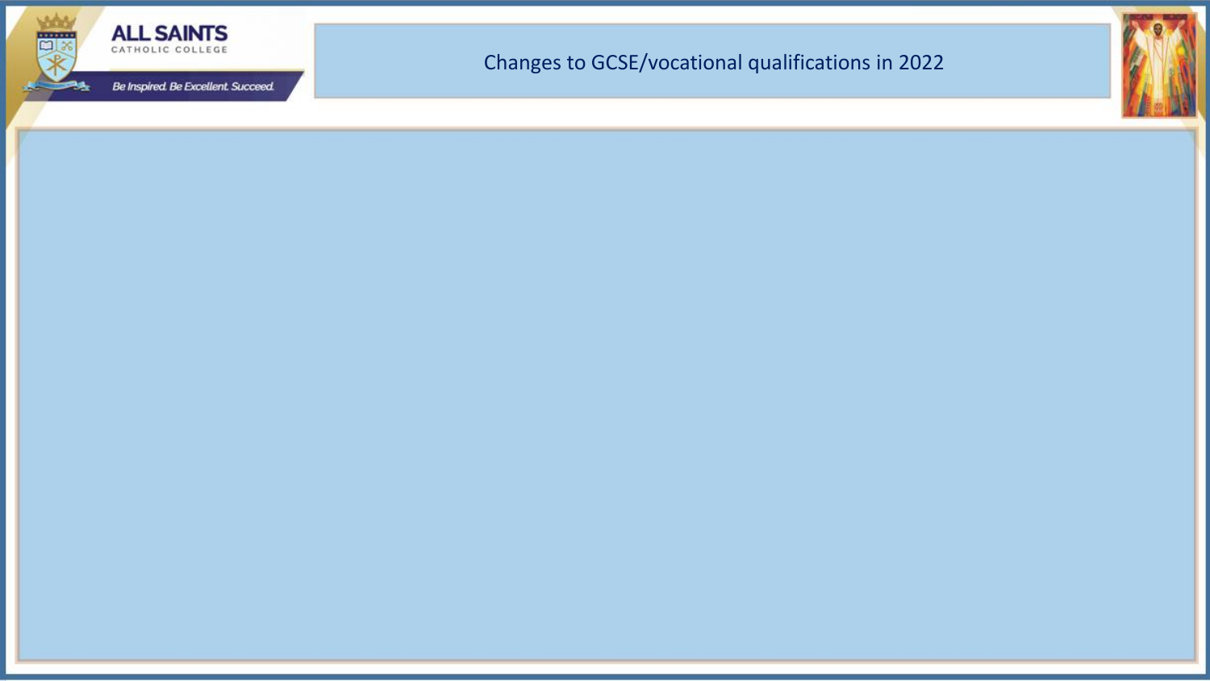# Changes to GCSE/vocational qualifications in 2022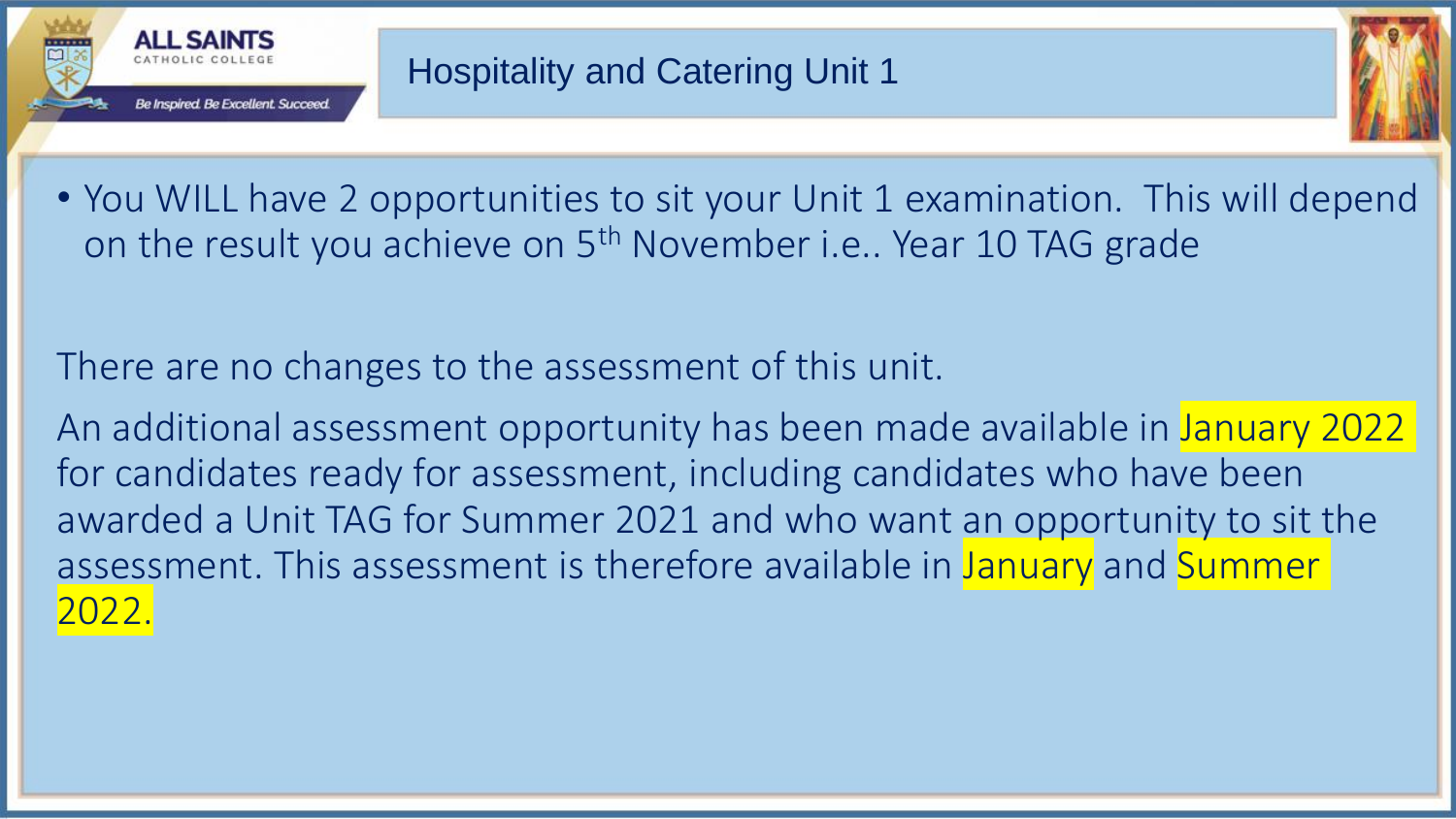# Hospitality and Catering Unit 1

- You WILL have 2 opportunities to sit your Unit 1 examination. This will depend on the result you achieve on 5th November i.e.. Year 10 TAG grade

There are no changes to the assessment of this unit.

An additional assessment opportunity has been made available in January 2022 for candidates ready for assessment, including candidates who have been awarded a Unit TAG for Summer 2021 and who want an opportunity to sit the assessment. This assessment is therefore available in January and Summer 2022.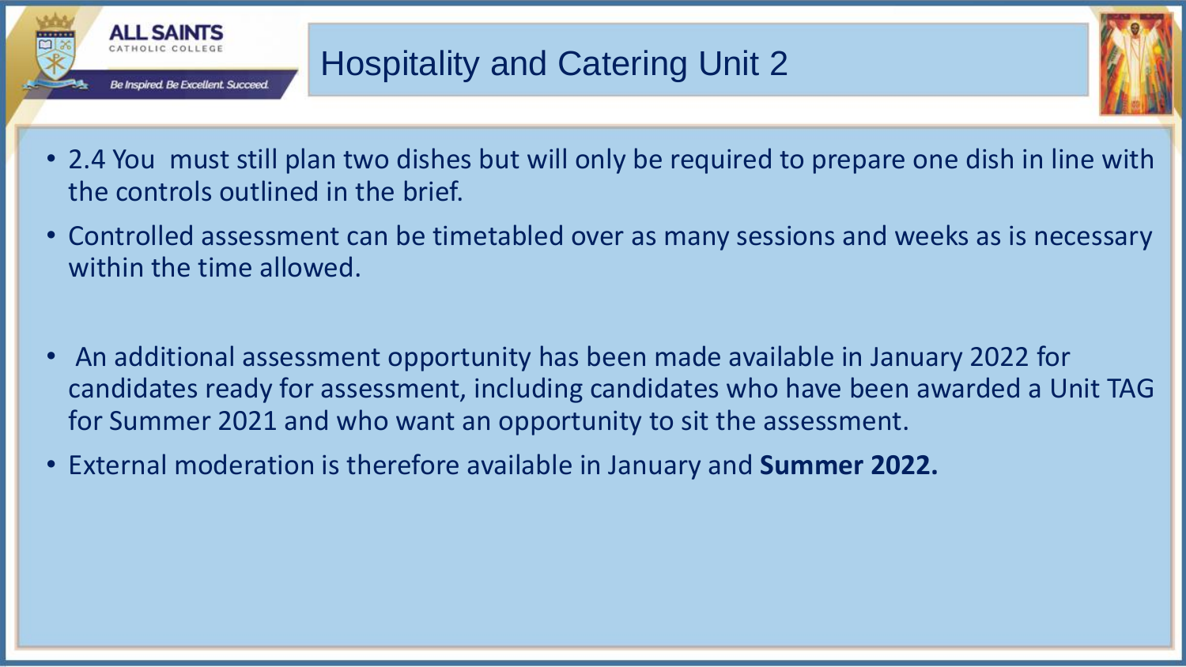# Hospitality and Catering Unit 2

- 2.4 You must still plan two dishes but will only be required to prepare one dish in line with the controls outlined in the brief.
- Controlled assessment can be timetabled over as many sessions and weeks as is necessary within the time allowed.

- An additional assessment opportunity has been made available in January 2022 for candidates ready for assessment, including candidates who have been awarded a Unit TAG for Summer 2021 and who want an opportunity to sit the assessment.
- External moderation is therefore available in January and **Summer 2022.**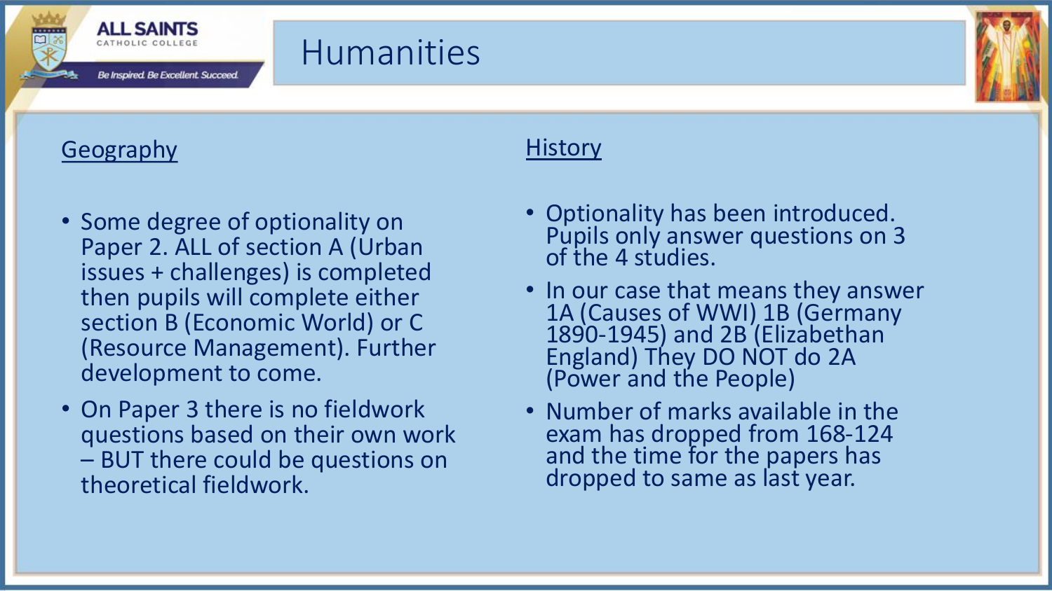# Humanities

## Geography

- Some degree of optionality on Paper 2. ALL of section A (Urban issues + challenges) is completed then pupils will complete either section B (Economic World) or C (Resource Management). Further development to come.
- On Paper 3 there is no fieldwork questions based on their own work – BUT there could be questions on theoretical fieldwork.

## History

- Optionality has been introduced. Pupils only answer questions on 3 of the 4 studies.
- In our case that means they answer 1A (Causes of WWI) 1B (Germany 1890-1945) and 2B (Elizabethan England) They DO NOT do 2A (Power and the People)
- Number of marks available in the exam has dropped from 168-124 and the time for the papers has dropped to same as last year.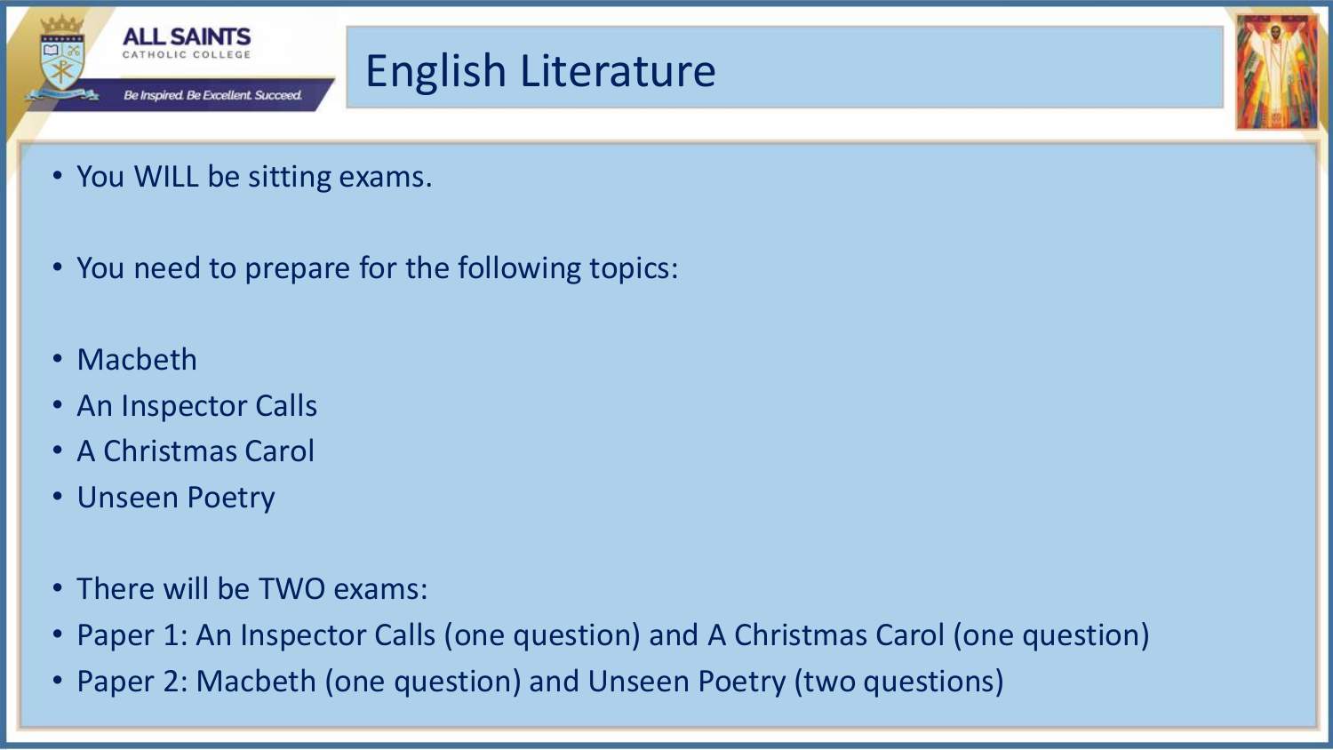# English Literature

- You WILL be sitting exams.

- You need to prepare for the following topics:

- Macbeth
- An Inspector Calls
- A Christmas Carol
- Unseen Poetry

- There will be TWO exams:
- Paper 1: An Inspector Calls (one question) and A Christmas Carol (one question)
- Paper 2: Macbeth (one question) and Unseen Poetry (two questions)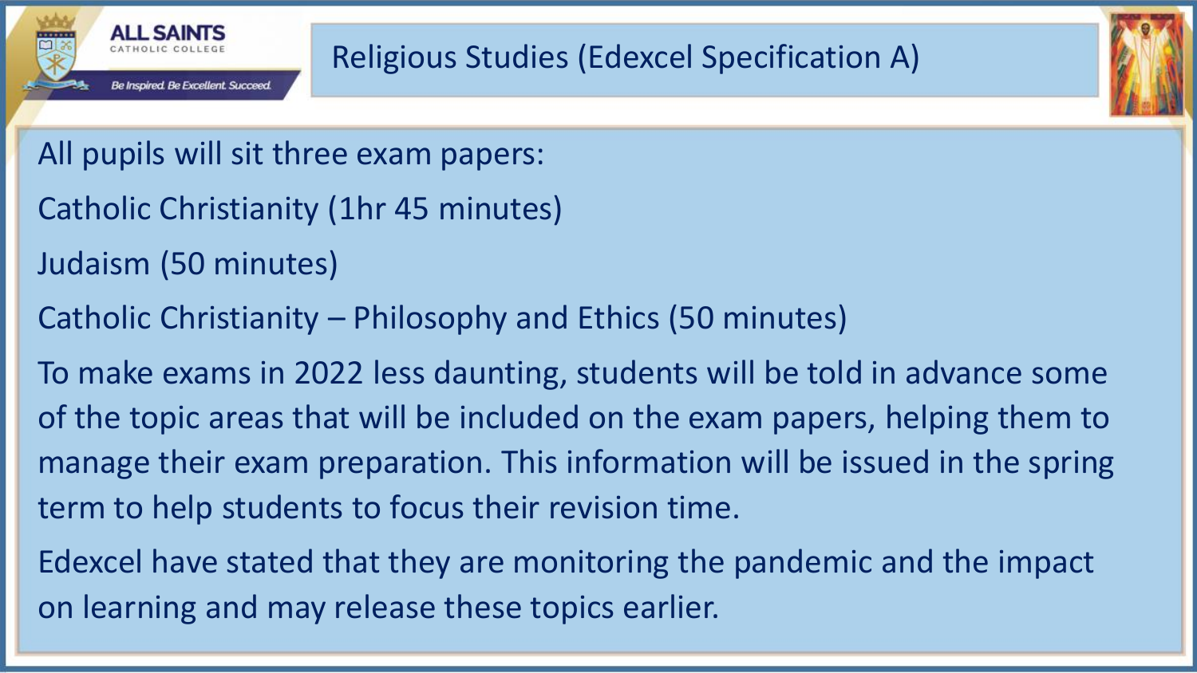# Religious Studies (Edexcel Specification A)

All pupils will sit three exam papers:

Catholic Christianity (1hr 45 minutes)

Judaism (50 minutes)

Catholic Christianity – Philosophy and Ethics (50 minutes)

To make exams in 2022 less daunting, students will be told in advance some of the topic areas that will be included on the exam papers, helping them to manage their exam preparation. This information will be issued in the spring term to help students to focus their revision time.

Edexcel have stated that they are monitoring the pandemic and the impact on learning and may release these topics earlier.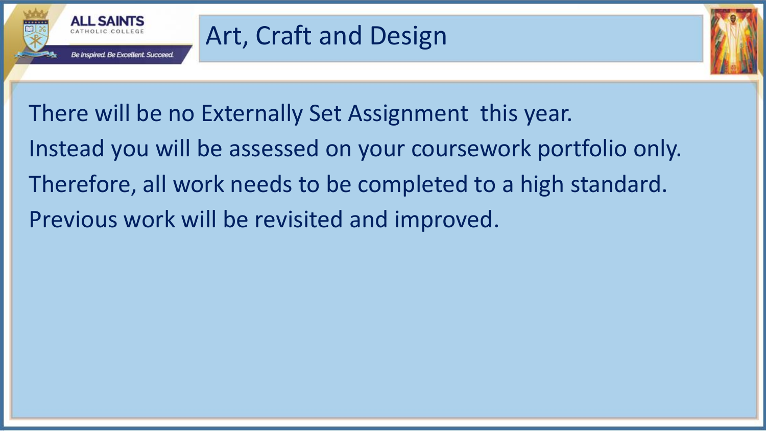# Art, Craft and Design

There will be no Externally Set Assignment this year.

Instead you will be assessed on your coursework portfolio only.

Therefore, all work needs to be completed to a high standard.

Previous work will be revisited and improved.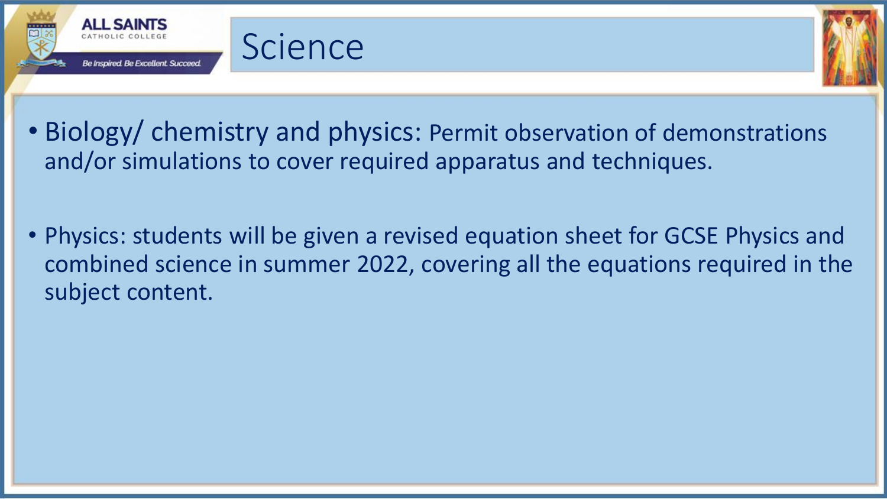# Science

- Biology/ chemistry and physics: Permit observation of demonstrations and/or simulations to cover required apparatus and techniques.

- Physics: students will be given a revised equation sheet for GCSE Physics and combined science in summer 2022, covering all the equations required in the subject content.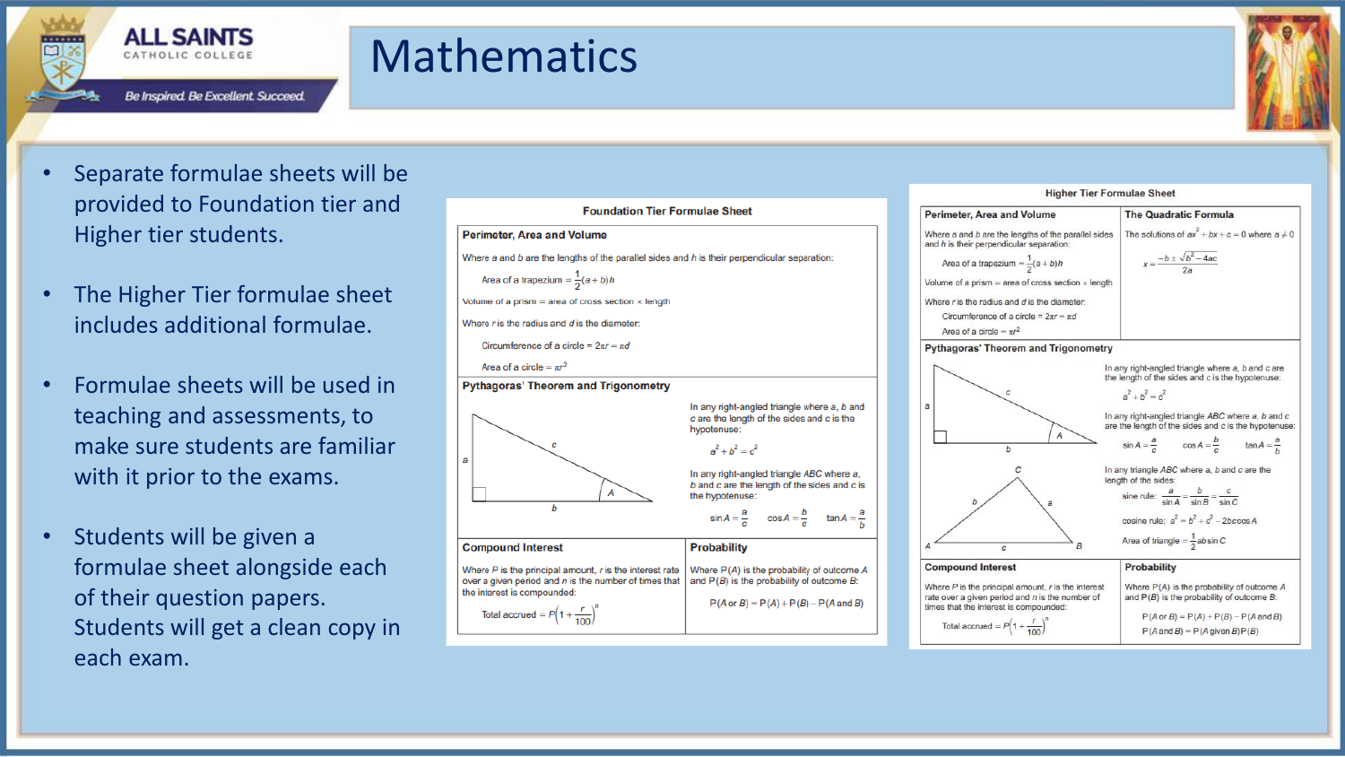# Mathematics

- Separate formulae sheets will be provided to Foundation tier and Higher tier students.
- The Higher Tier formulae sheet includes additional formulae.
- Formulae sheets will be used in teaching and assessments, to make sure students are familiar with it prior to the exams.
- Students will be given a formulae sheet alongside each of their question papers. Students will get a clean copy in each exam.

## Foundation Tier Formulae Sheet

**Perimeter, Area and Volume**

Where $a$ and $b$ are the lengths of the parallel sides and $h$ is their perpendicular separation:

Area of a trapezium $= \frac{1}{2}(a+b)h$

Volume of a prism = area of cross section × length

Where $r$ is the radius and $d$ is the diameter:

Circumference of a circle $= 2\pi r = \pi d$

Area of a circle $= \pi r^2$

**Pythagoras' Theorem and Trigonometry**

In any right-angled triangle where $a$, $b$ and $c$ are the length of the sides and $c$ is the hypotenuse:

$a^2 + b^2 = c^2$

In any right-angled triangle $ABC$ where $a$, $b$ and $c$ are the length of the sides and $c$ is the hypotenuse:

$\sin A = \frac{a}{c}$  $\cos A = \frac{b}{c}$  $\tan A = \frac{a}{b}$

**Compound Interest**

Where $P$ is the principal amount, $r$ is the interest rate over a given period and $n$ is the number of times that the interest is compounded:

Total accrued $= P\left(1+\frac{r}{100}\right)^n$

**Probability**

Where P($A$) is the probability of outcome $A$ and P($B$) is the probability of outcome $B$:

P($A$ or $B$) = P($A$) + P($B$) − P($A$ and $B$)

## Higher Tier Formulae Sheet

**Perimeter, Area and Volume**

Where $a$ and $b$ are the lengths of the parallel sides and $h$ is their perpendicular separation:

Area of a trapezium $= \frac{1}{2}(a+b)h$

Volume of a prism = area of cross section × length

Where $r$ is the radius and $d$ is the diameter:

Circumference of a circle $= 2\pi r = \pi d$

Area of a circle $= \pi r^2$

**The Quadratic Formula**

The solutions of $ax^2 + bx + c = 0$ where $a \neq 0$

$$x = \frac{-b \pm \sqrt{b^2 - 4ac}}{2a}$$

**Pythagoras' Theorem and Trigonometry**

In any right-angled triangle where $a$, $b$ and $c$ are the length of the sides and $c$ is the hypotenuse:

$a^2 + b^2 = c^2$

In any right-angled triangle $ABC$ where $a$, $b$ and $c$ are the length of the sides and $c$ is the hypotenuse:

$\sin A = \frac{a}{c}$  $\cos A = \frac{b}{c}$  $\tan A = \frac{a}{b}$

In any triangle $ABC$ where $a$, $b$ and $c$ are the length of the sides:

sine rule: $\frac{a}{\sin A} = \frac{b}{\sin B} = \frac{c}{\sin C}$

cosine rule: $a^2 = b^2 + c^2 - 2bc\cos A$

Area of triangle $= \frac{1}{2}ab\sin C$

**Compound Interest**

Where $P$ is the principal amount, $r$ is the interest rate over a given period and $n$ is the number of times that the interest is compounded:

Total accrued $= P\left(1+\frac{r}{100}\right)^n$

**Probability**

Where P($A$) is the probability of outcome $A$ and P($B$) is the probability of outcome $B$:

P($A$ or $B$) = P($A$) + P($B$) − P($A$ and $B$)

P($A$ and $B$) = P($A$ given $B$)P($B$)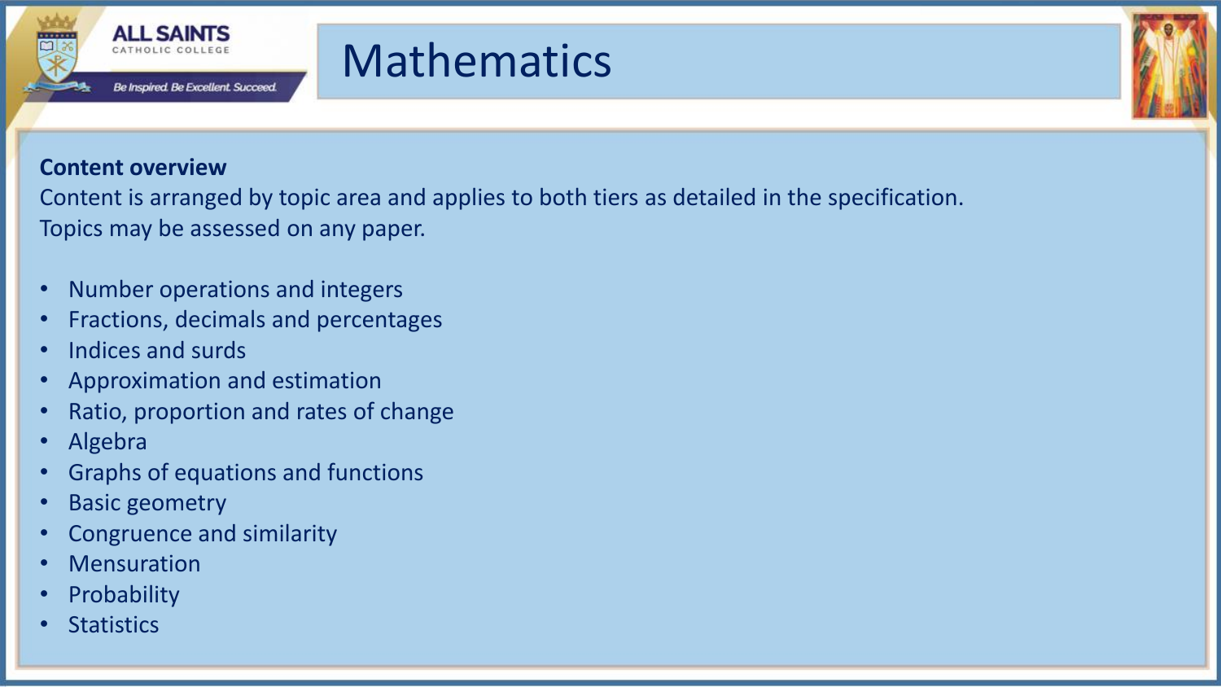# Mathematics

**Content overview**

Content is arranged by topic area and applies to both tiers as detailed in the specification.
Topics may be assessed on any paper.

- Number operations and integers
- Fractions, decimals and percentages
- Indices and surds
- Approximation and estimation
- Ratio, proportion and rates of change
- Algebra
- Graphs of equations and functions
- Basic geometry
- Congruence and similarity
- Mensuration
- Probability
- Statistics